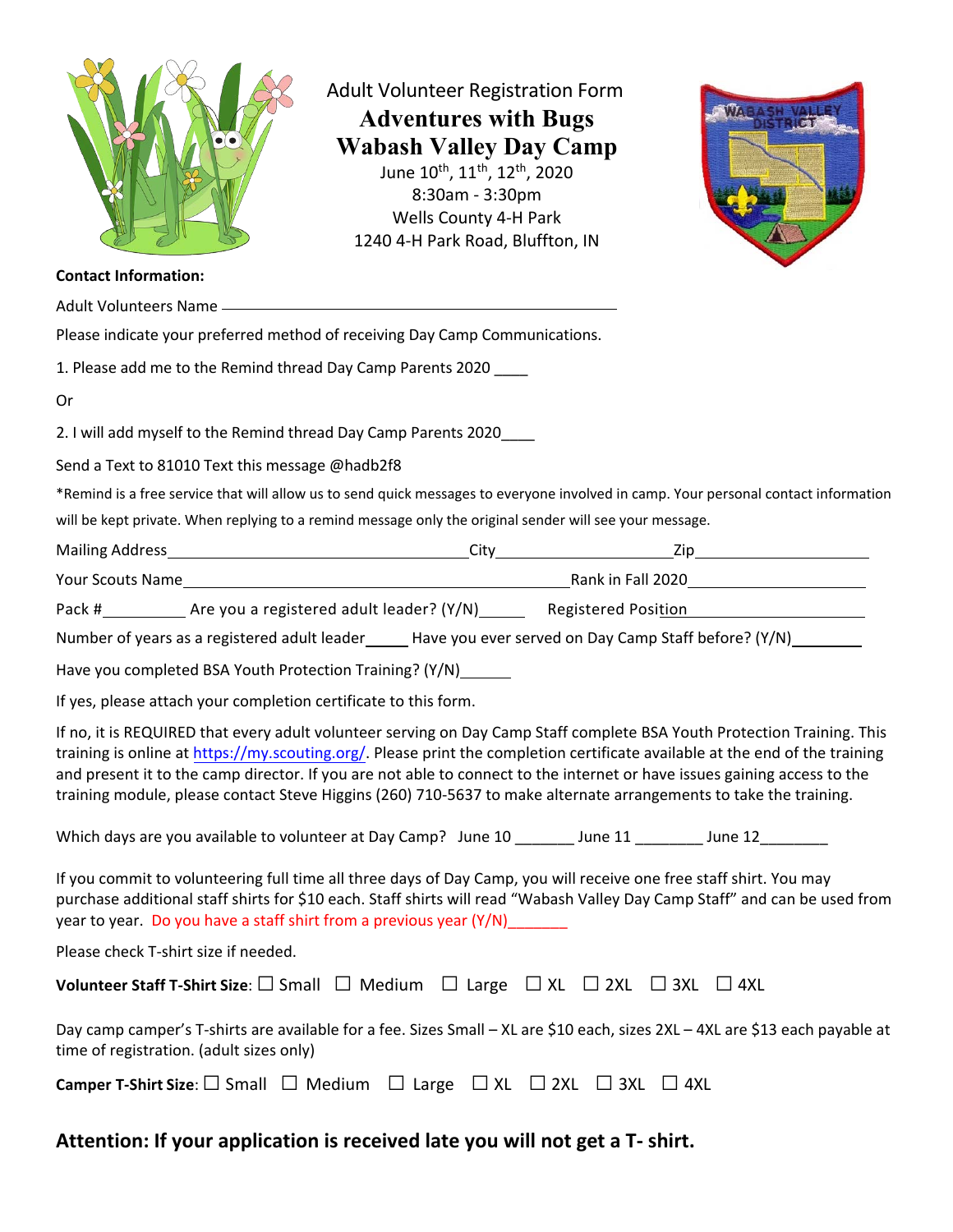Adult Volunteer Registration Form

# Adventures with Bugs

# Wabash Valley Day Camp

June 10th, 11th, 12th, 2020

8:30am - 3:30pm

Wells County 4-H Park

1240 4-H Park Road, Bluffton, IN

**Contact Information:**

Adult Volunteers Name ______________________________________________

Please indicate your preferred method of receiving Day Camp Communications.

1. Please add me to the Remind thread Day Camp Parents 2020 ____

Or

2. I will add myself to the Remind thread Day Camp Parents 2020____

Send a Text to 81010 Text this message @hadb2f8

*Remind is a free service that will allow us to send quick messages to everyone involved in camp. Your personal contact information will be kept private. When replying to a remind message only the original sender will see your message.

Mailing Address__________________________City__________________Zip__________________

Your Scouts Name_________________________________________Rank in Fall 2020__________________

Pack #__________ Are you a registered adult leader? (Y/N)_____ Registered Position__________________

Number of years as a registered adult leader_____ Have you ever served on Day Camp Staff before? (Y/N)________

Have you completed BSA Youth Protection Training? (Y/N)______

If yes, please attach your completion certificate to this form.

If no, it is REQUIRED that every adult volunteer serving on Day Camp Staff complete BSA Youth Protection Training. This training is online at https://my.scouting.org/. Please print the completion certificate available at the end of the training and present it to the camp director. If you are not able to connect to the internet or have issues gaining access to the training module, please contact Steve Higgins (260) 710-5637 to make alternate arrangements to take the training.

Which days are you available to volunteer at Day Camp? June 10 _______ June 11 ________ June 12________

If you commit to volunteering full time all three days of Day Camp, you will receive one free staff shirt. You may purchase additional staff shirts for $10 each. Staff shirts will read "Wabash Valley Day Camp Staff" and can be used from year to year. Do you have a staff shirt from a previous year (Y/N)_______

Please check T-shirt size if needed.

**Volunteer Staff T-Shirt Size**: ☐ Small ☐ Medium ☐ Large ☐ XL ☐ 2XL ☐ 3XL ☐ 4XL

Day camp camper's T-shirts are available for a fee. Sizes Small – XL are $10 each, sizes 2XL – 4XL are $13 each payable at time of registration. (adult sizes only)

**Camper T-Shirt Size**: ☐ Small ☐ Medium ☐ Large ☐ XL ☐ 2XL ☐ 3XL ☐ 4XL

**Attention: If your application is received late you will not get a T- shirt.**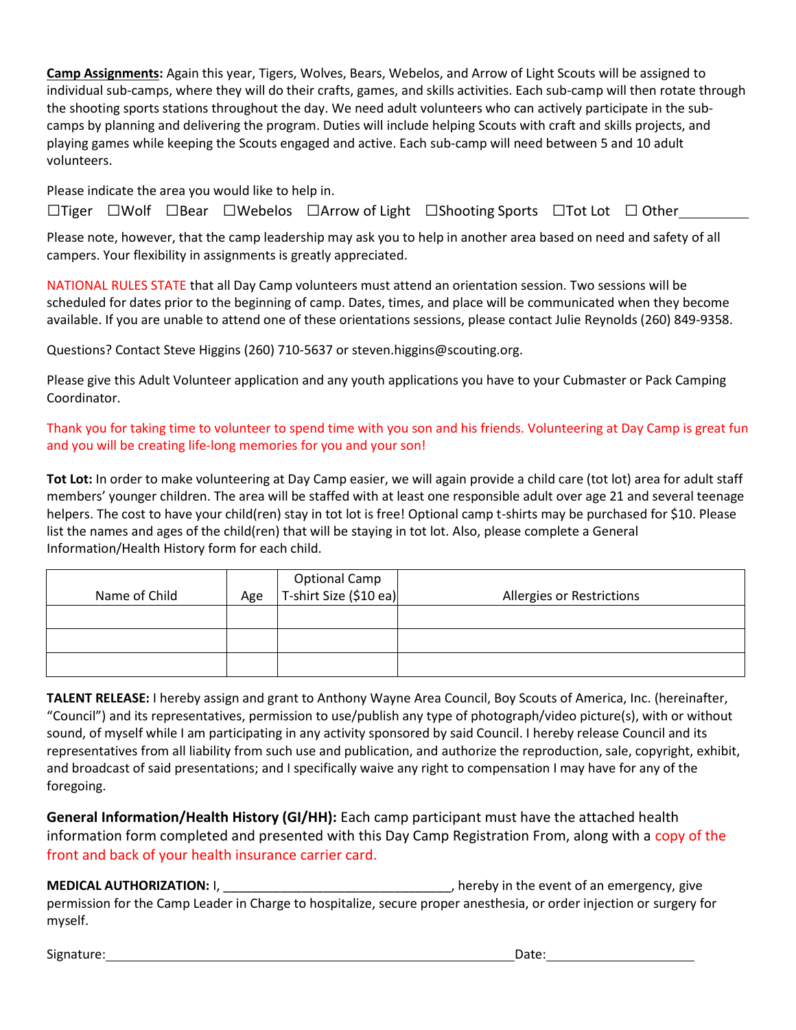**Camp Assignments:** Again this year, Tigers, Wolves, Bears, Webelos, and Arrow of Light Scouts will be assigned to individual sub-camps, where they will do their crafts, games, and skills activities. Each sub-camp will then rotate through the shooting sports stations throughout the day. We need adult volunteers who can actively participate in the sub-camps by planning and delivering the program. Duties will include helping Scouts with craft and skills projects, and playing games while keeping the Scouts engaged and active. Each sub-camp will need between 5 and 10 adult volunteers.

Please indicate the area you would like to help in.

☐Tiger ☐Wolf ☐Bear ☐Webelos ☐Arrow of Light ☐Shooting Sports ☐Tot Lot ☐ Other__________

Please note, however, that the camp leadership may ask you to help in another area based on need and safety of all campers. Your flexibility in assignments is greatly appreciated.

NATIONAL RULES STATE that all Day Camp volunteers must attend an orientation session. Two sessions will be scheduled for dates prior to the beginning of camp. Dates, times, and place will be communicated when they become available. If you are unable to attend one of these orientations sessions, please contact Julie Reynolds (260) 849-9358.

Questions? Contact Steve Higgins (260) 710-5637 or steven.higgins@scouting.org.

Please give this Adult Volunteer application and any youth applications you have to your Cubmaster or Pack Camping Coordinator.

Thank you for taking time to volunteer to spend time with you son and his friends. Volunteering at Day Camp is great fun and you will be creating life-long memories for you and your son!

**Tot Lot:** In order to make volunteering at Day Camp easier, we will again provide a child care (tot lot) area for adult staff members' younger children. The area will be staffed with at least one responsible adult over age 21 and several teenage helpers. The cost to have your child(ren) stay in tot lot is free! Optional camp t-shirts may be purchased for $10. Please list the names and ages of the child(ren) that will be staying in tot lot. Also, please complete a General Information/Health History form for each child.

| Name of Child | Age | Optional Camp T-shirt Size ($10 ea) | Allergies or Restrictions |
|---|---|---|---|
| | | | |
| | | | |
| | | | |

**TALENT RELEASE:** I hereby assign and grant to Anthony Wayne Area Council, Boy Scouts of America, Inc. (hereinafter, "Council") and its representatives, permission to use/publish any type of photograph/video picture(s), with or without sound, of myself while I am participating in any activity sponsored by said Council. I hereby release Council and its representatives from all liability from such use and publication, and authorize the reproduction, sale, copyright, exhibit, and broadcast of said presentations; and I specifically waive any right to compensation I may have for any of the foregoing.

**General Information/Health History (GI/HH):** Each camp participant must have the attached health information form completed and presented with this Day Camp Registration From, along with a copy of the front and back of your health insurance carrier card.

**MEDICAL AUTHORIZATION:** I, ________________________________, hereby in the event of an emergency, give permission for the Camp Leader in Charge to hospitalize, secure proper anesthesia, or order injection or surgery for myself.

Signature:__________________________________________________________ Date:_____________________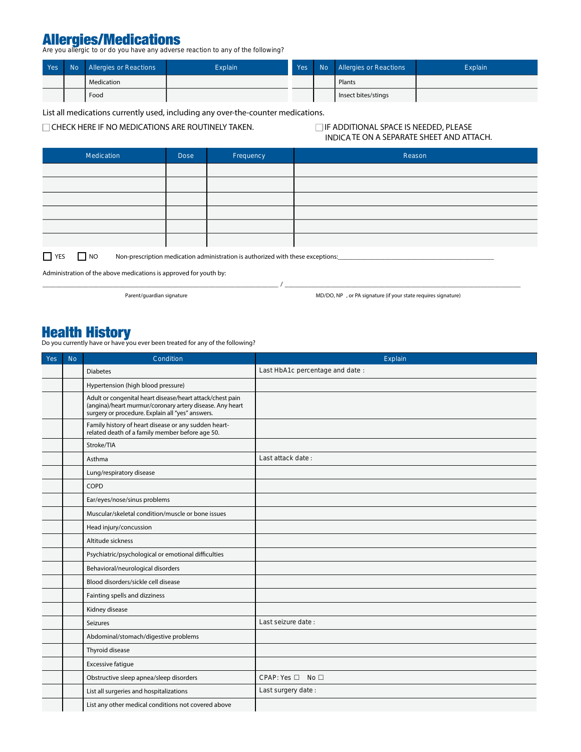## Allergies/Medications

Are you allergic to or do you have any adverse reaction to any of the following?

| Yes | No | Allergies or Reactions | Explain | Yes | No | Allergies or Reactions | Explain |
|---|---|---|---|---|---|---|---|
| | | Medication | | | | Plants | |
| | | Food | | | | Insect bites/stings | |

List all medications currently used, including any over-the-counter medications.

☐ CHECK HERE IF NO MEDICATIONS ARE ROUTINELY TAKEN.

☐ IF ADDITIONAL SPACE IS NEEDED, PLEASE INDICATE ON A SEPARATE SHEET AND ATTACH.

| Medication | Dose | Frequency | Reason |
|---|---|---|---|
| | | | |
| | | | |
| | | | |
| | | | |
| | | | |
| | | | |

☐ YES ☐ NO Non-prescription medication administration is authorized with these exceptions:___________________________

Administration of the above medications is approved for youth by:

_________________________________ / _________________________________

Parent/guardian signature MD/DO, NP , or PA signature (if your state requires signature)

## Health History

Do you currently have or have you ever been treated for any of the following?

| Yes | No | Condition | Explain |
|---|---|---|---|
| | | Diabetes | Last HbA1c percentage and date : |
| | | Hypertension (high blood pressure) | |
| | | Adult or congenital heart disease/heart attack/chest pain (angina)/heart murmur/coronary artery disease. Any heart surgery or procedure. Explain all "yes" answers. | |
| | | Family history of heart disease or any sudden heart-related death of a family member before age 50. | |
| | | Stroke/TIA | |
| | | Asthma | Last attack date : |
| | | Lung/respiratory disease | |
| | | COPD | |
| | | Ear/eyes/nose/sinus problems | |
| | | Muscular/skeletal condition/muscle or bone issues | |
| | | Head injury/concussion | |
| | | Altitude sickness | |
| | | Psychiatric/psychological or emotional difficulties | |
| | | Behavioral/neurological disorders | |
| | | Blood disorders/sickle cell disease | |
| | | Fainting spells and dizziness | |
| | | Kidney disease | |
| | | Seizures | Last seizure date : |
| | | Abdominal/stomach/digestive problems | |
| | | Thyroid disease | |
| | | Excessive fatigue | |
| | | Obstructive sleep apnea/sleep disorders | CPAP: Yes ☐ No ☐ |
| | | List all surgeries and hospitalizations | Last surgery date : |
| | | List any other medical conditions not covered above | |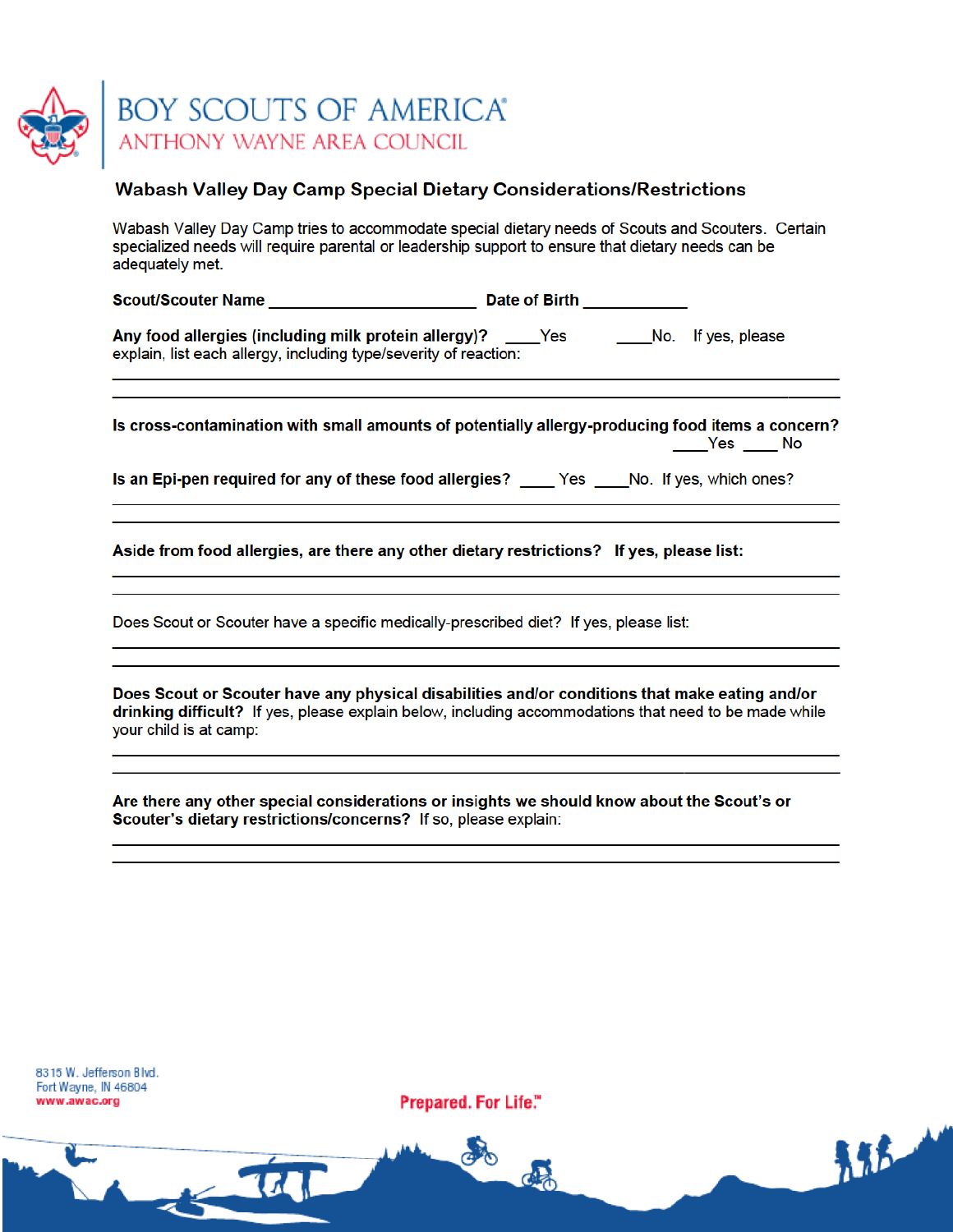BOY SCOUTS OF AMERICA
ANTHONY WAYNE AREA COUNCIL

## Wabash Valley Day Camp Special Dietary Considerations/Restrictions

Wabash Valley Day Camp tries to accommodate special dietary needs of Scouts and Scouters. Certain specialized needs will require parental or leadership support to ensure that dietary needs can be adequately met.

**Scout/Scouter Name** ________________________ **Date of Birth** ____________

**Any food allergies (including milk protein allergy)?** ____Yes ____No. If yes, please explain, list each allergy, including type/severity of reaction:

______________________________________________________________________________

______________________________________________________________________________

**Is cross-contamination with small amounts of potentially allergy-producing food items a concern?** ____Yes ____ No

**Is an Epi-pen required for any of these food allergies?** ____ Yes ____No. If yes, which ones?

______________________________________________________________________________

______________________________________________________________________________

**Aside from food allergies, are there any other dietary restrictions? If yes, please list:**

______________________________________________________________________________

______________________________________________________________________________

Does Scout or Scouter have a specific medically-prescribed diet? If yes, please list:

______________________________________________________________________________

______________________________________________________________________________

**Does Scout or Scouter have any physical disabilities and/or conditions that make eating and/or drinking difficult?** If yes, please explain below, including accommodations that need to be made while your child is at camp:

______________________________________________________________________________

______________________________________________________________________________

**Are there any other special considerations or insights we should know about the Scout's or Scouter's dietary restrictions/concerns?** If so, please explain:

______________________________________________________________________________

______________________________________________________________________________

8315 W. Jefferson Blvd.
Fort Wayne, IN 46804
www.awac.org

Prepared. For Life.™